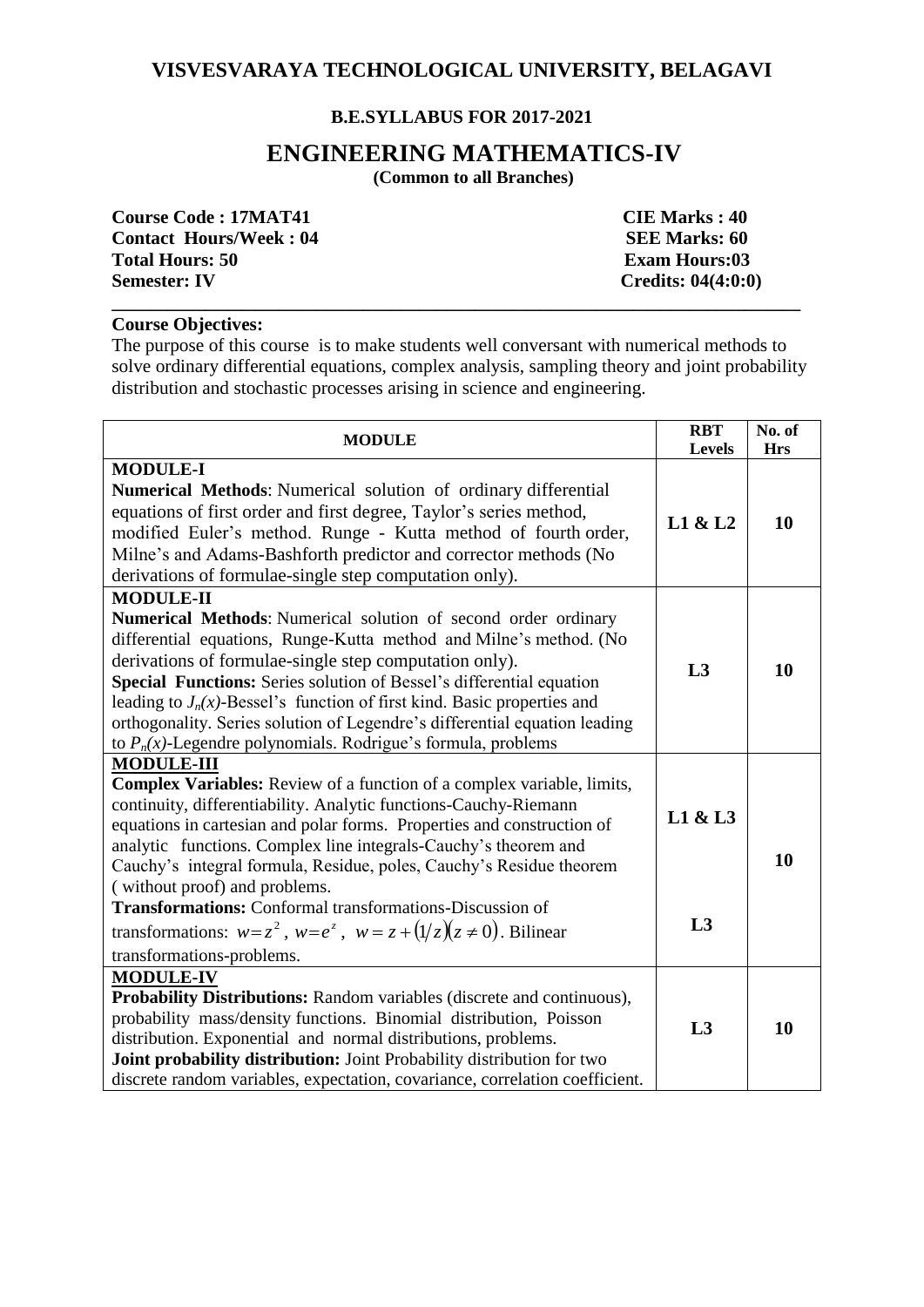# VISVESVARAYA TECHNOLOGICAL UNIVERSITY, BELAGAVI

**B.E.SYLLABUS FOR 2017-2021**

## ENGINEERING MATHEMATICS-IV

**(Common to all Branches)**

| | |
|---|---|
| **Course Code : 17MAT41** | **CIE Marks : 40** |
| **Contact Hours/Week : 04** | **SEE Marks: 60** |
| **Total Hours: 50** | **Exam Hours:03** |
| **Semester: IV** | **Credits: 04(4:0:0)** |

**Course Objectives:**

The purpose of this course is to make students well conversant with numerical methods to solve ordinary differential equations, complex analysis, sampling theory and joint probability distribution and stochastic processes arising in science and engineering.

| MODULE | RBT Levels | No. of Hrs |
|---|---|---|
| **MODULE-I** <br> **Numerical Methods**: Numerical solution of ordinary differential equations of first order and first degree, Taylor's series method, modified Euler's method. Runge - Kutta method of fourth order, Milne's and Adams-Bashforth predictor and corrector methods (No derivations of formulae-single step computation only). | **L1 & L2** | **10** |
| **MODULE-II** <br> **Numerical Methods**: Numerical solution of second order ordinary differential equations, Runge-Kutta method and Milne's method. (No derivations of formulae-single step computation only). <br> **Special Functions:** Series solution of Bessel's differential equation leading to $J_n(x)$-Bessel's function of first kind. Basic properties and orthogonality. Series solution of Legendre's differential equation leading to $P_n(x)$-Legendre polynomials. Rodrigue's formula, problems | **L3** | **10** |
| **MODULE-III** <br> **Complex Variables:** Review of a function of a complex variable, limits, continuity, differentiability. Analytic functions-Cauchy-Riemann equations in cartesian and polar forms. Properties and construction of analytic functions. Complex line integrals-Cauchy's theorem and Cauchy's integral formula, Residue, poles, Cauchy's Residue theorem ( without proof) and problems. | **L1 & L3** | **10** |
| **Transformations:** Conformal transformations-Discussion of transformations: $w = z^2$, $w = e^z$, $w = z + (1/z)(z \neq 0)$. Bilinear transformations-problems. | **L3** | |
| **MODULE-IV** <br> **Probability Distributions:** Random variables (discrete and continuous), probability mass/density functions. Binomial distribution, Poisson distribution. Exponential and normal distributions, problems. <br> **Joint probability distribution:** Joint Probability distribution for two discrete random variables, expectation, covariance, correlation coefficient. | **L3** | **10** |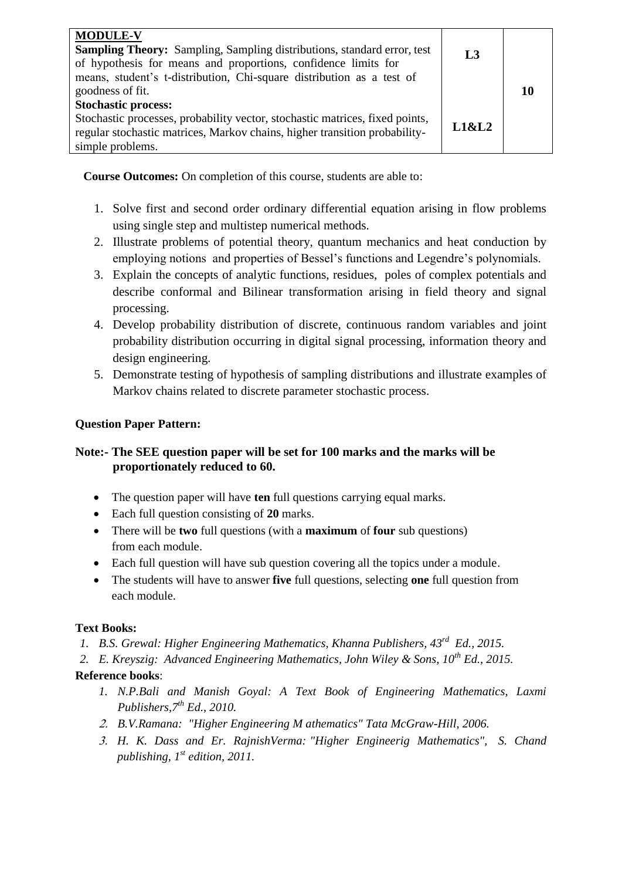| | | |
|---|---|---|
| **MODULE-V** <br> **Sampling Theory:** Sampling, Sampling distributions, standard error, test of hypothesis for means and proportions, confidence limits for means, student's t-distribution, Chi-square distribution as a test of goodness of fit. | **L3** | **10** |
| **Stochastic process:** <br> Stochastic processes, probability vector, stochastic matrices, fixed points, regular stochastic matrices, Markov chains, higher transition probability-simple problems. | **L1&L2** | |

**Course Outcomes:** On completion of this course, students are able to:

1. Solve first and second order ordinary differential equation arising in flow problems using single step and multistep numerical methods.
2. Illustrate problems of potential theory, quantum mechanics and heat conduction by employing notions and properties of Bessel's functions and Legendre's polynomials.
3. Explain the concepts of analytic functions, residues, poles of complex potentials and describe conformal and Bilinear transformation arising in field theory and signal processing.
4. Develop probability distribution of discrete, continuous random variables and joint probability distribution occurring in digital signal processing, information theory and design engineering.
5. Demonstrate testing of hypothesis of sampling distributions and illustrate examples of Markov chains related to discrete parameter stochastic process.

**Question Paper Pattern:**

**Note:- The SEE question paper will be set for 100 marks and the marks will be proportionately reduced to 60.**

- The question paper will have **ten** full questions carrying equal marks.
- Each full question consisting of **20** marks.
- There will be **two** full questions (with a **maximum** of **four** sub questions) from each module.
- Each full question will have sub question covering all the topics under a module.
- The students will have to answer **five** full questions, selecting **one** full question from each module.

**Text Books:**

1. *B.S. Grewal: Higher Engineering Mathematics, Khanna Publishers, 43rd Ed., 2015.*
2. *E. Kreyszig: Advanced Engineering Mathematics, John Wiley & Sons, 10th Ed., 2015.*

**Reference books**:

1. *N.P.Bali and Manish Goyal: A Text Book of Engineering Mathematics, Laxmi Publishers,7th Ed., 2010.*
2. *B.V.Ramana: "Higher Engineering M athematics" Tata McGraw-Hill, 2006.*
3. *H. K. Dass and Er. RajnishVerma: "Higher Engineerig Mathematics", S. Chand publishing, 1st edition, 2011.*